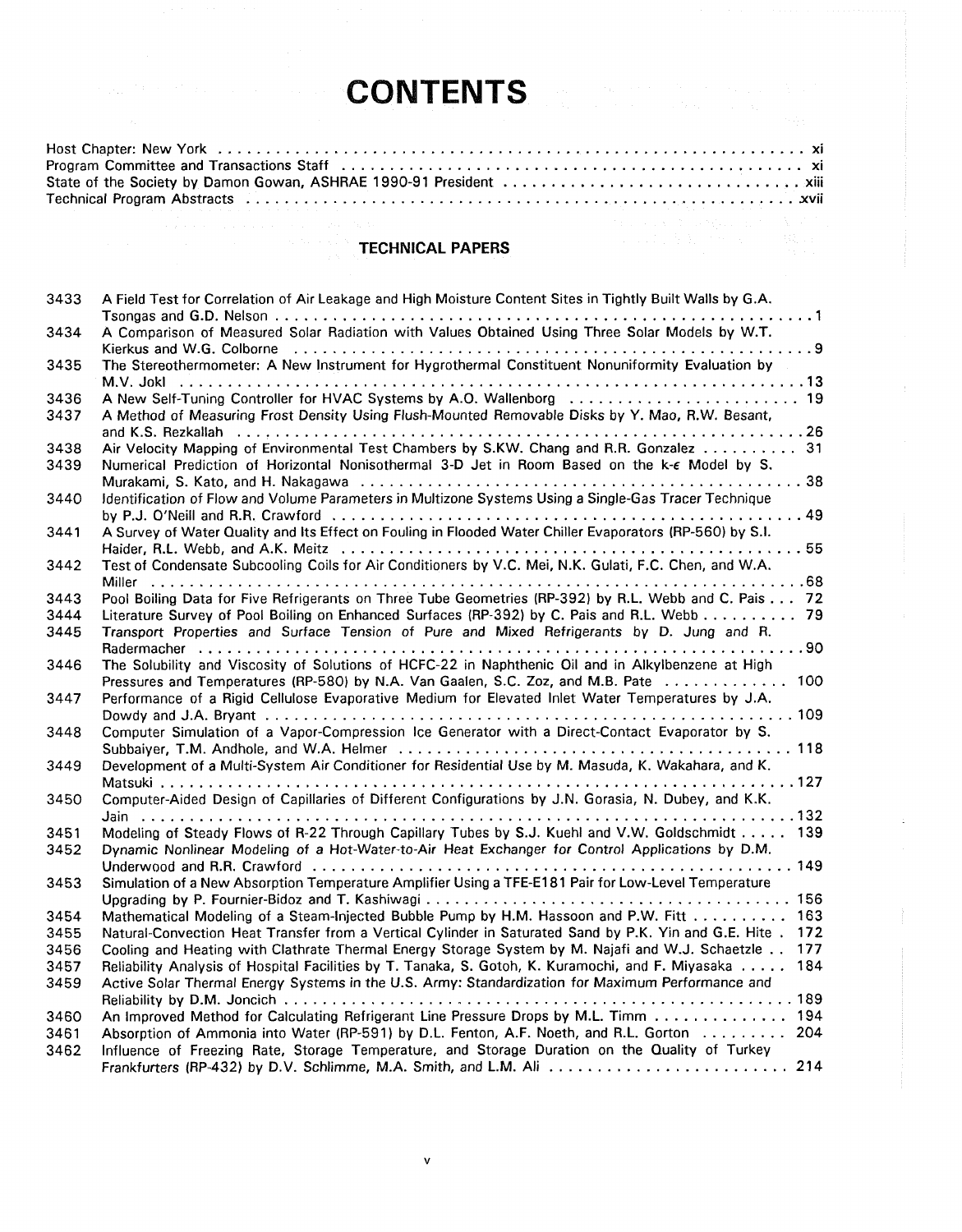# CONTENTS

Host Chapter: New York ... xi
Program Committee and Transactions Staff ... xi
State of the Society by Damon Gowan, ASHRAE 1990-91 President ... xiii
Technical Program Abstracts ... xvii

## TECHNICAL PAPERS

3433 A Field Test for Correlation of Air Leakage and High Moisture Content Sites in Tightly Built Walls by G.A. Tsongas and G.D. Nelson ... 1

3434 A Comparison of Measured Solar Radiation with Values Obtained Using Three Solar Models by W.T. Kierkus and W.G. Colborne ... 9

3435 The Stereothermometer: A New Instrument for Hygrothermal Constituent Nonuniformity Evaluation by M.V. Jokl ... 13

3436 A New Self-Tuning Controller for HVAC Systems by A.O. Wallenborg ... 19

3437 A Method of Measuring Frost Density Using Flush-Mounted Removable Disks by Y. Mao, R.W. Besant, and K.S. Rezkallah ... 26

3438 Air Velocity Mapping of Environmental Test Chambers by S.KW. Chang and R.R. Gonzalez ... 31

3439 Numerical Prediction of Horizontal Nonisothermal 3-D Jet in Room Based on the k-$\epsilon$ Model by S. Murakami, S. Kato, and H. Nakagawa ... 38

3440 Identification of Flow and Volume Parameters in Multizone Systems Using a Single-Gas Tracer Technique by P.J. O'Neill and R.R. Crawford ... 49

3441 A Survey of Water Quality and Its Effect on Fouling in Flooded Water Chiller Evaporators (RP-560) by S.I. Haider, R.L. Webb, and A.K. Meitz ... 55

3442 Test of Condensate Subcooling Coils for Air Conditioners by V.C. Mei, N.K. Gulati, F.C. Chen, and W.A. Miller ... 68

3443 Pool Boiling Data for Five Refrigerants on Three Tube Geometries (RP-392) by R.L. Webb and C. Pais ... 72

3444 Literature Survey of Pool Boiling on Enhanced Surfaces (RP-392) by C. Pais and R.L. Webb ... 79

3445 Transport Properties and Surface Tension of Pure and Mixed Refrigerants by D. Jung and R. Radermacher ... 90

3446 The Solubility and Viscosity of Solutions of HCFC-22 in Naphthenic Oil and in Alkylbenzene at High Pressures and Temperatures (RP-580) by N.A. Van Gaalen, S.C. Zoz, and M.B. Pate ... 100

3447 Performance of a Rigid Cellulose Evaporative Medium for Elevated Inlet Water Temperatures by J.A. Dowdy and J.A. Bryant ... 109

3448 Computer Simulation of a Vapor-Compression Ice Generator with a Direct-Contact Evaporator by S. Subbaiyer, T.M. Andhole, and W.A. Helmer ... 118

3449 Development of a Multi-System Air Conditioner for Residential Use by M. Masuda, K. Wakahara, and K. Matsuki ... 127

3450 Computer-Aided Design of Capillaries of Different Configurations by J.N. Gorasia, N. Dubey, and K.K. Jain ... 132

3451 Modeling of Steady Flows of R-22 Through Capillary Tubes by S.J. Kuehl and V.W. Goldschmidt ... 139

3452 Dynamic Nonlinear Modeling of a Hot-Water-to-Air Heat Exchanger for Control Applications by D.M. Underwood and R.R. Crawford ... 149

3453 Simulation of a New Absorption Temperature Amplifier Using a TFE-E181 Pair for Low-Level Temperature Upgrading by P. Fournier-Bidoz and T. Kashiwagi ... 156

3454 Mathematical Modeling of a Steam-Injected Bubble Pump by H.M. Hassoon and P.W. Fitt ... 163

3455 Natural-Convection Heat Transfer from a Vertical Cylinder in Saturated Sand by P.K. Yin and G.E. Hite ... 172

3456 Cooling and Heating with Clathrate Thermal Energy Storage System by M. Najafi and W.J. Schaetzle ... 177

3457 Reliability Analysis of Hospital Facilities by T. Tanaka, S. Gotoh, K. Kuramochi, and F. Miyasaka ... 184

3459 Active Solar Thermal Energy Systems in the U.S. Army: Standardization for Maximum Performance and Reliability by D.M. Joncich ... 189

3460 An Improved Method for Calculating Refrigerant Line Pressure Drops by M.L. Timm ... 194

3461 Absorption of Ammonia into Water (RP-591) by D.L. Fenton, A.F. Noeth, and R.L. Gorton ... 204

3462 Influence of Freezing Rate, Storage Temperature, and Storage Duration on the Quality of Turkey Frankfurters (RP-432) by D.V. Schlimme, M.A. Smith, and L.M. Ali ... 214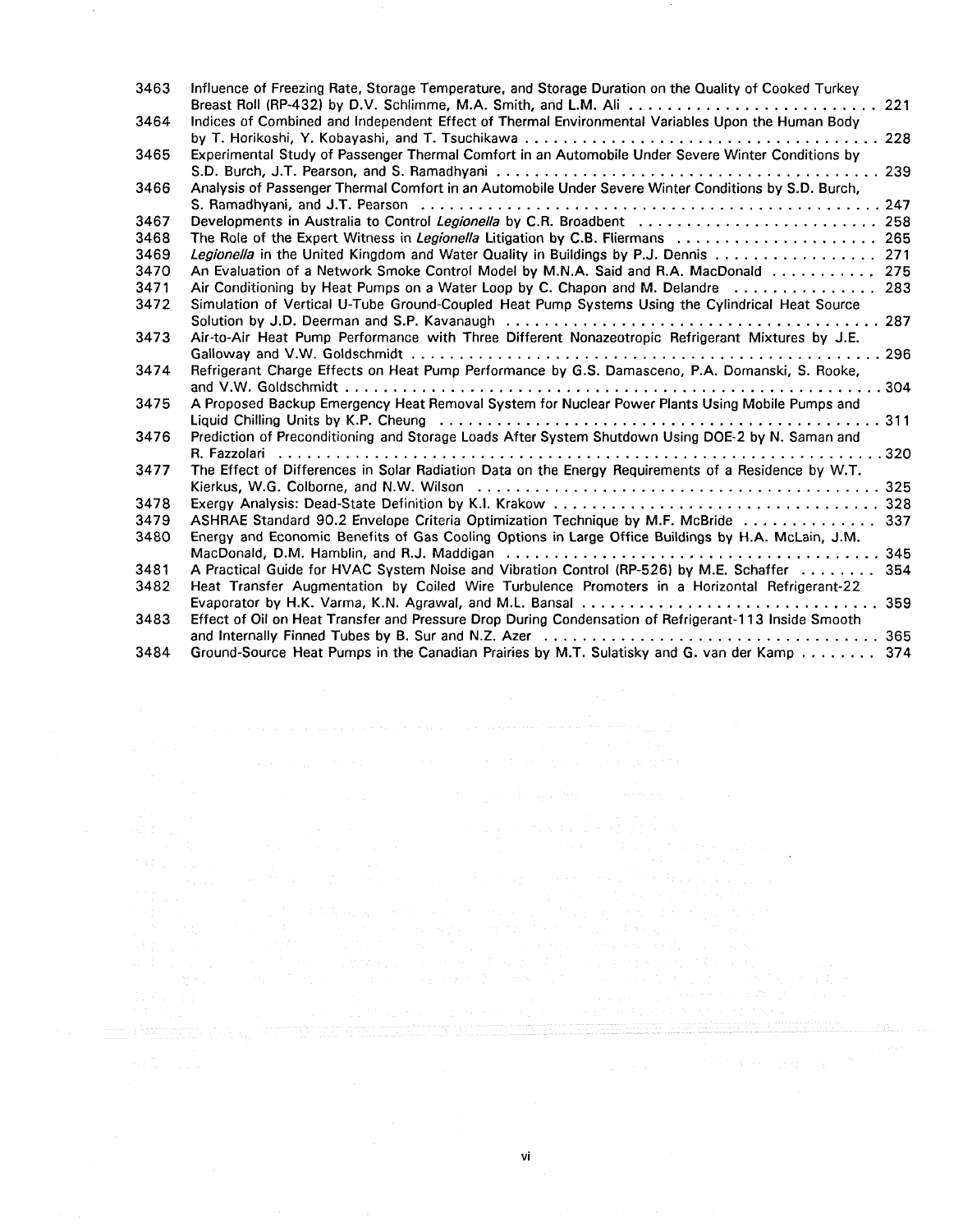| | | |
|---|---|---|
| 3463 | Influence of Freezing Rate, Storage Temperature, and Storage Duration on the Quality of Cooked Turkey Breast Roll (RP-432) by D.V. Schlimme, M.A. Smith, and L.M. Ali | 221 |
| 3464 | Indices of Combined and Independent Effect of Thermal Environmental Variables Upon the Human Body by T. Horikoshi, Y. Kobayashi, and T. Tsuchikawa | 228 |
| 3465 | Experimental Study of Passenger Thermal Comfort in an Automobile Under Severe Winter Conditions by S.D. Burch, J.T. Pearson, and S. Ramadhyani | 239 |
| 3466 | Analysis of Passenger Thermal Comfort in an Automobile Under Severe Winter Conditions by S.D. Burch, S. Ramadhyani, and J.T. Pearson | 247 |
| 3467 | Developments in Australia to Control *Legionella* by C.R. Broadbent | 258 |
| 3468 | The Role of the Expert Witness in *Legionella* Litigation by C.B. Fliermans | 265 |
| 3469 | *Legionella* in the United Kingdom and Water Quality in Buildings by P.J. Dennis | 271 |
| 3470 | An Evaluation of a Network Smoke Control Model by M.N.A. Said and R.A. MacDonald | 275 |
| 3471 | Air Conditioning by Heat Pumps on a Water Loop by C. Chapon and M. Delandre | 283 |
| 3472 | Simulation of Vertical U-Tube Ground-Coupled Heat Pump Systems Using the Cylindrical Heat Source Solution by J.D. Deerman and S.P. Kavanaugh | 287 |
| 3473 | Air-to-Air Heat Pump Performance with Three Different Nonazeotropic Refrigerant Mixtures by J.E. Galloway and V.W. Goldschmidt | 296 |
| 3474 | Refrigerant Charge Effects on Heat Pump Performance by G.S. Damasceno, P.A. Domanski, S. Rooke, and V.W. Goldschmidt | 304 |
| 3475 | A Proposed Backup Emergency Heat Removal System for Nuclear Power Plants Using Mobile Pumps and Liquid Chilling Units by K.P. Cheung | 311 |
| 3476 | Prediction of Preconditioning and Storage Loads After System Shutdown Using DOE-2 by N. Saman and R. Fazzolari | 320 |
| 3477 | The Effect of Differences in Solar Radiation Data on the Energy Requirements of a Residence by W.T. Kierkus, W.G. Colborne, and N.W. Wilson | 325 |
| 3478 | Exergy Analysis: Dead-State Definition by K.I. Krakow | 328 |
| 3479 | ASHRAE Standard 90.2 Envelope Criteria Optimization Technique by M.F. McBride | 337 |
| 3480 | Energy and Economic Benefits of Gas Cooling Options in Large Office Buildings by H.A. McLain, J.M. MacDonald, D.M. Hamblin, and R.J. Maddigan | 345 |
| 3481 | A Practical Guide for HVAC System Noise and Vibration Control (RP-526) by M.E. Schaffer | 354 |
| 3482 | Heat Transfer Augmentation by Coiled Wire Turbulence Promoters in a Horizontal Refrigerant-22 Evaporator by H.K. Varma, K.N. Agrawal, and M.L. Bansal | 359 |
| 3483 | Effect of Oil on Heat Transfer and Pressure Drop During Condensation of Refrigerant-113 Inside Smooth and Internally Finned Tubes by B. Sur and N.Z. Azer | 365 |
| 3484 | Ground-Source Heat Pumps in the Canadian Prairies by M.T. Sulatisky and G. van der Kamp | 374 |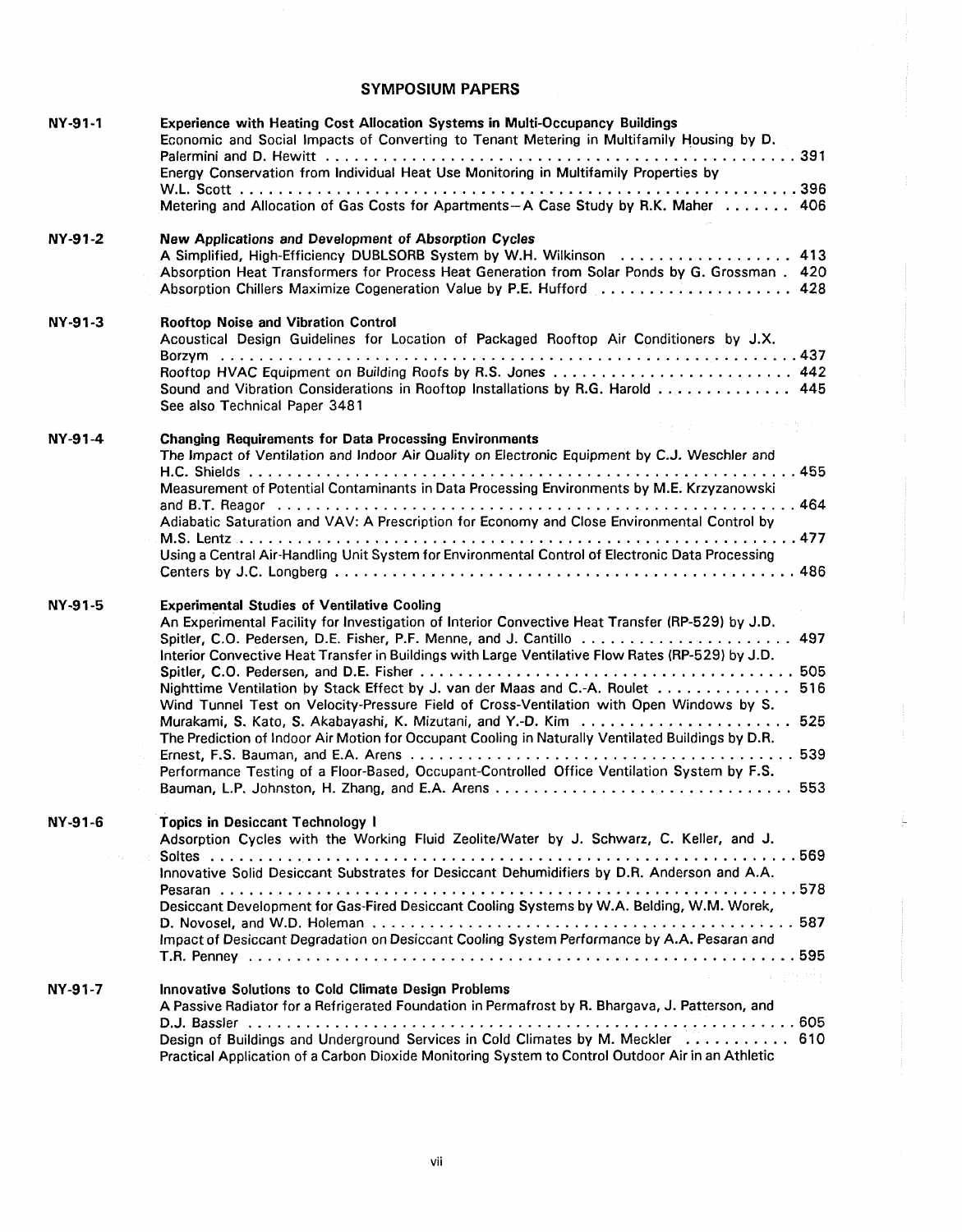## SYMPOSIUM PAPERS

**NY-91-1** **Experience with Heating Cost Allocation Systems in Multi-Occupancy Buildings**

Economic and Social Impacts of Converting to Tenant Metering in Multifamily Housing by D. Palermini and D. Hewitt . . . . . . 391

Energy Conservation from Individual Heat Use Monitoring in Multifamily Properties by W.L. Scott . . . . . . 396

Metering and Allocation of Gas Costs for Apartments—A Case Study by R.K. Maher . . . . . . 406

**NY-91-2** **New Applications and Development of Absorption Cycles**

A Simplified, High-Efficiency DUBLSORB System by W.H. Wilkinson . . . . . . 413

Absorption Heat Transformers for Process Heat Generation from Solar Ponds by G. Grossman . 420

Absorption Chillers Maximize Cogeneration Value by P.E. Hufford . . . . . . 428

**NY-91-3** **Rooftop Noise and Vibration Control**

Acoustical Design Guidelines for Location of Packaged Rooftop Air Conditioners by J.X. Borzym . . . . . . 437

Rooftop HVAC Equipment on Building Roofs by R.S. Jones . . . . . . 442

Sound and Vibration Considerations in Rooftop Installations by R.G. Harold . . . . . . 445

See also Technical Paper 3481

**NY-91-4** **Changing Requirements for Data Processing Environments**

The Impact of Ventilation and Indoor Air Quality on Electronic Equipment by C.J. Weschler and H.C. Shields . . . . . . 455

Measurement of Potential Contaminants in Data Processing Environments by M.E. Krzyzanowski and B.T. Reagor . . . . . . 464

Adiabatic Saturation and VAV: A Prescription for Economy and Close Environmental Control by M.S. Lentz . . . . . . 477

Using a Central Air-Handling Unit System for Environmental Control of Electronic Data Processing Centers by J.C. Longberg . . . . . . 486

**NY-91-5** **Experimental Studies of Ventilative Cooling**

An Experimental Facility for Investigation of Interior Convective Heat Transfer (RP-529) by J.D. Spitler, C.O. Pedersen, D.E. Fisher, P.F. Menne, and J. Cantillo . . . . . . 497

Interior Convective Heat Transfer in Buildings with Large Ventilative Flow Rates (RP-529) by J.D. Spitler, C.O. Pedersen, and D.E. Fisher . . . . . . 505

Nighttime Ventilation by Stack Effect by J. van der Maas and C.-A. Roulet . . . . . . 516

Wind Tunnel Test on Velocity-Pressure Field of Cross-Ventilation with Open Windows by S. Murakami, S. Kato, S. Akabayashi, K. Mizutani, and Y.-D. Kim . . . . . . 525

The Prediction of Indoor Air Motion for Occupant Cooling in Naturally Ventilated Buildings by D.R. Ernest, F.S. Bauman, and E.A. Arens . . . . . . 539

Performance Testing of a Floor-Based, Occupant-Controlled Office Ventilation System by F.S. Bauman, L.P. Johnston, H. Zhang, and E.A. Arens . . . . . . 553

**NY-91-6** **Topics in Desiccant Technology I**

Adsorption Cycles with the Working Fluid Zeolite/Water by J. Schwarz, C. Keller, and J. Soltes . . . . . . 569

Innovative Solid Desiccant Substrates for Desiccant Dehumidifiers by D.R. Anderson and A.A. Pesaran . . . . . . 578

Desiccant Development for Gas-Fired Desiccant Cooling Systems by W.A. Belding, W.M. Worek, D. Novosel, and W.D. Holeman . . . . . . 587

Impact of Desiccant Degradation on Desiccant Cooling System Performance by A.A. Pesaran and T.R. Penney . . . . . . 595

**NY-91-7** **Innovative Solutions to Cold Climate Design Problems**

A Passive Radiator for a Refrigerated Foundation in Permafrost by R. Bhargava, J. Patterson, and D.J. Bassler . . . . . . 605

Design of Buildings and Underground Services in Cold Climates by M. Meckler . . . . . . 610

Practical Application of a Carbon Dioxide Monitoring System to Control Outdoor Air in an Athletic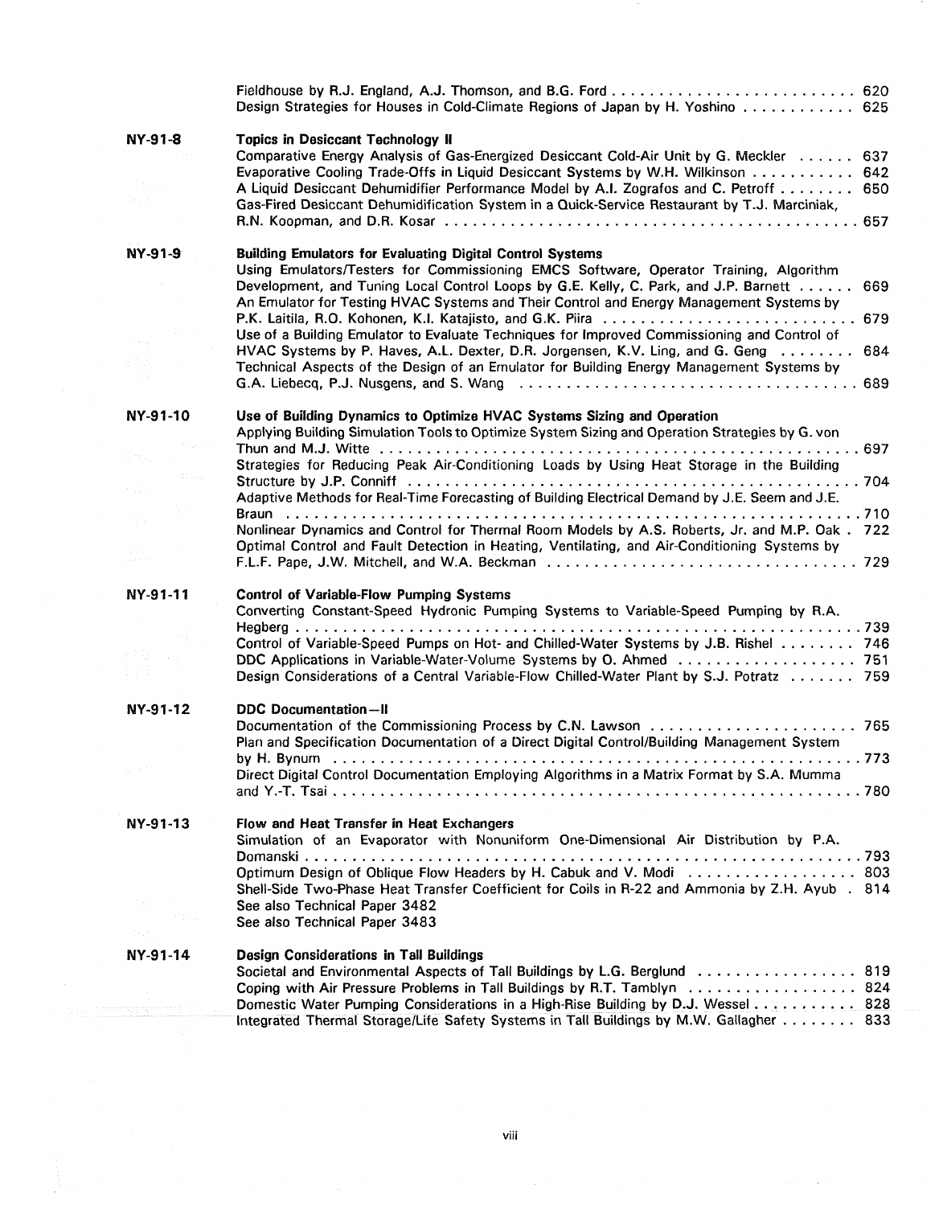Fieldhouse by R.J. England, A.J. Thomson, and B.G. Ford .......................... 620
Design Strategies for Houses in Cold-Climate Regions of Japan by H. Yoshino ............ 625

**NY-91-8** **Topics in Desiccant Technology II**

Comparative Energy Analysis of Gas-Energized Desiccant Cold-Air Unit by G. Meckler ...... 637
Evaporative Cooling Trade-Offs in Liquid Desiccant Systems by W.H. Wilkinson ........... 642
A Liquid Desiccant Dehumidifier Performance Model by A.I. Zografos and C. Petroff ........ 650
Gas-Fired Desiccant Dehumidification System in a Quick-Service Restaurant by T.J. Marciniak, R.N. Koopman, and D.R. Kosar ............................................ 657

**NY-91-9** **Building Emulators for Evaluating Digital Control Systems**

Using Emulators/Testers for Commissioning EMCS Software, Operator Training, Algorithm Development, and Tuning Local Control Loops by G.E. Kelly, C. Park, and J.P. Barnett ...... 669
An Emulator for Testing HVAC Systems and Their Control and Energy Management Systems by P.K. Laitila, R.O. Kohonen, K.I. Katajisto, and G.K. Piira ........................... 679
Use of a Building Emulator to Evaluate Techniques for Improved Commissioning and Control of HVAC Systems by P. Haves, A.L. Dexter, D.R. Jorgensen, K.V. Ling, and G. Geng ........ 684
Technical Aspects of the Design of an Emulator for Building Energy Management Systems by G.A. Liebecq, P.J. Nusgens, and S. Wang ..................................... 689

**NY-91-10** **Use of Building Dynamics to Optimize HVAC Systems Sizing and Operation**

Applying Building Simulation Tools to Optimize System Sizing and Operation Strategies by G. von Thun and M.J. Witte ................................................... 697
Strategies for Reducing Peak Air-Conditioning Loads by Using Heat Storage in the Building Structure by J.P. Conniff ................................................ 704
Adaptive Methods for Real-Time Forecasting of Building Electrical Demand by J.E. Seem and J.E. Braun ........................................................... 710
Nonlinear Dynamics and Control for Thermal Room Models by A.S. Roberts, Jr. and M.P. Oak . 722
Optimal Control and Fault Detection in Heating, Ventilating, and Air-Conditioning Systems by F.L.F. Pape, J.W. Mitchell, and W.A. Beckman ................................. 729

**NY-91-11** **Control of Variable-Flow Pumping Systems**

Converting Constant-Speed Hydronic Pumping Systems to Variable-Speed Pumping by R.A. Hegberg ........................................................... 739
Control of Variable-Speed Pumps on Hot- and Chilled-Water Systems by J.B. Rishel ........ 746
DDC Applications in Variable-Water-Volume Systems by O. Ahmed ................... 751
Design Considerations of a Central Variable-Flow Chilled-Water Plant by S.J. Potratz ....... 759

**NY-91-12** **DDC Documentation—II**

Documentation of the Commissioning Process by C.N. Lawson ...................... 765
Plan and Specification Documentation of a Direct Digital Control/Building Management System by H. Bynum ........................................................ 773
Direct Digital Control Documentation Employing Algorithms in a Matrix Format by S.A. Mumma and Y.-T. Tsai ................................................... 780

**NY-91-13** **Flow and Heat Transfer in Heat Exchangers**

Simulation of an Evaporator with Nonuniform One-Dimensional Air Distribution by P.A. Domanski .......................................................... 793
Optimum Design of Oblique Flow Headers by H. Cabuk and V. Modi .................. 803
Shell-Side Two-Phase Heat Transfer Coefficient for Coils in R-22 and Ammonia by Z.H. Ayub . 814
See also Technical Paper 3482
See also Technical Paper 3483

**NY-91-14** **Design Considerations in Tall Buildings**

Societal and Environmental Aspects of Tall Buildings by L.G. Berglund ................. 819
Coping with Air Pressure Problems in Tall Buildings by R.T. Tamblyn .................. 824
Domestic Water Pumping Considerations in a High-Rise Building by D.J. Wessel ........... 828
Integrated Thermal Storage/Life Safety Systems in Tall Buildings by M.W. Gallagher ........ 833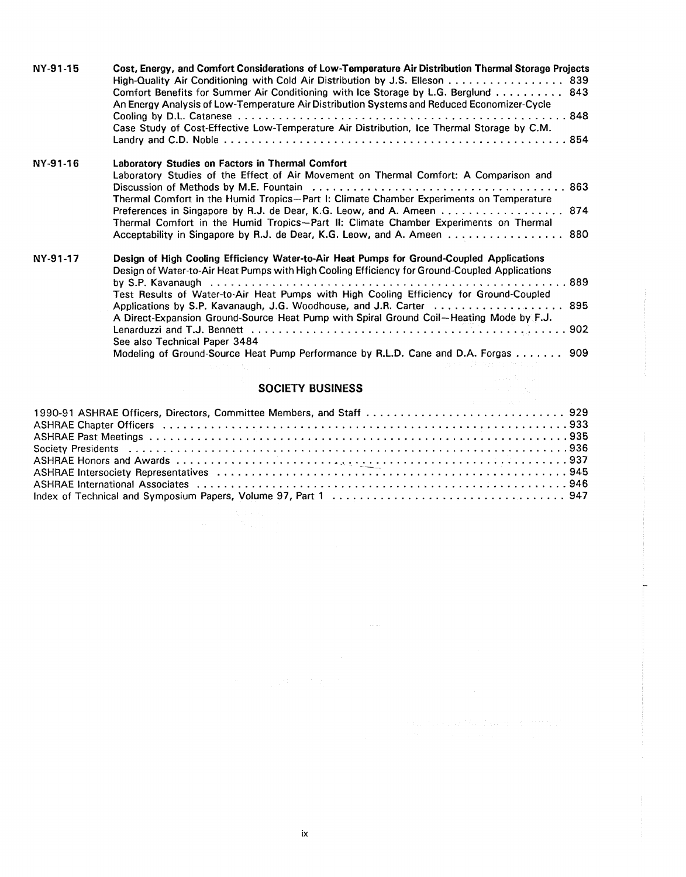**NY-91-15** **Cost, Energy, and Comfort Considerations of Low-Temperature Air Distribution Thermal Storage Projects**

High-Quality Air Conditioning with Cold Air Distribution by J.S. Elleson . . . . . . . . . . . . . . . . . 839

Comfort Benefits for Summer Air Conditioning with Ice Storage by L.G. Berglund . . . . . . . . . . 843

An Energy Analysis of Low-Temperature Air Distribution Systems and Reduced Economizer-Cycle Cooling by D.L. Catanese . . . . . . . . . . . . . . . . . . . . . . . . . . . . . . . . . . . . . . . . . . . . . . . . 848

Case Study of Cost-Effective Low-Temperature Air Distribution, Ice Thermal Storage by C.M. Landry and C.D. Noble . . . . . . . . . . . . . . . . . . . . . . . . . . . . . . . . . . . . . . . . . . . . . . . . . . 854

**NY-91-16** **Laboratory Studies on Factors in Thermal Comfort**

Laboratory Studies of the Effect of Air Movement on Thermal Comfort: A Comparison and Discussion of Methods by M.E. Fountain . . . . . . . . . . . . . . . . . . . . . . . . . . . . . . . . . . . . . 863

Thermal Comfort in the Humid Tropics—Part I: Climate Chamber Experiments on Temperature Preferences in Singapore by R.J. de Dear, K.G. Leow, and A. Ameen . . . . . . . . . . . . . . . . . . 874

Thermal Comfort in the Humid Tropics—Part II: Climate Chamber Experiments on Thermal Acceptability in Singapore by R.J. de Dear, K.G. Leow, and A. Ameen . . . . . . . . . . . . . . . . . 880

**NY-91-17** **Design of High Cooling Efficiency Water-to-Air Heat Pumps for Ground-Coupled Applications**

Design of Water-to-Air Heat Pumps with High Cooling Efficiency for Ground-Coupled Applications by S.P. Kavanaugh . . . . . . . . . . . . . . . . . . . . . . . . . . . . . . . . . . . . . . . . . . . . . . . . . . . . 889

Test Results of Water-to-Air Heat Pumps with High Cooling Efficiency for Ground-Coupled Applications by S.P. Kavanaugh, J.G. Woodhouse, and J.R. Carter . . . . . . . . . . . . . . . . . . . 895

A Direct-Expansion Ground-Source Heat Pump with Spiral Ground Coil—Heating Mode by F.J. Lenarduzzi and T.J. Bennett . . . . . . . . . . . . . . . . . . . . . . . . . . . . . . . . . . . . . . . . . . . . . . . 902

See also Technical Paper 3484

Modeling of Ground-Source Heat Pump Performance by R.L.D. Cane and D.A. Forgas . . . . . . . 909

## SOCIETY BUSINESS

1990-91 ASHRAE Officers, Directors, Committee Members, and Staff . . . . . . . . . . . . . . . . . . . . . . . . . . . . 929

ASHRAE Chapter Officers . . . . . . . . . . . . . . . . . . . . . . . . . . . . . . . . . . . . . . . . . . . . . . . . . . . . . . . . 933

ASHRAE Past Meetings . . . . . . . . . . . . . . . . . . . . . . . . . . . . . . . . . . . . . . . . . . . . . . . . . . . . . . . . . 935

Society Presidents . . . . . . . . . . . . . . . . . . . . . . . . . . . . . . . . . . . . . . . . . . . . . . . . . . . . . . . . . . . . . 936

ASHRAE Honors and Awards . . . . . . . . . . . . . . . . . . . . . . . . . . . . . . . . . . . . . . . . . . . . . . . . . . . . . . 937

ASHRAE Intersociety Representatives . . . . . . . . . . . . . . . . . . . . . . . . . . . . . . . . . . . . . . . . . . . . . . . 945

ASHRAE International Associates . . . . . . . . . . . . . . . . . . . . . . . . . . . . . . . . . . . . . . . . . . . . . . . . . . 946

Index of Technical and Symposium Papers, Volume 97, Part 1 . . . . . . . . . . . . . . . . . . . . . . . . . . . . . . . . 947